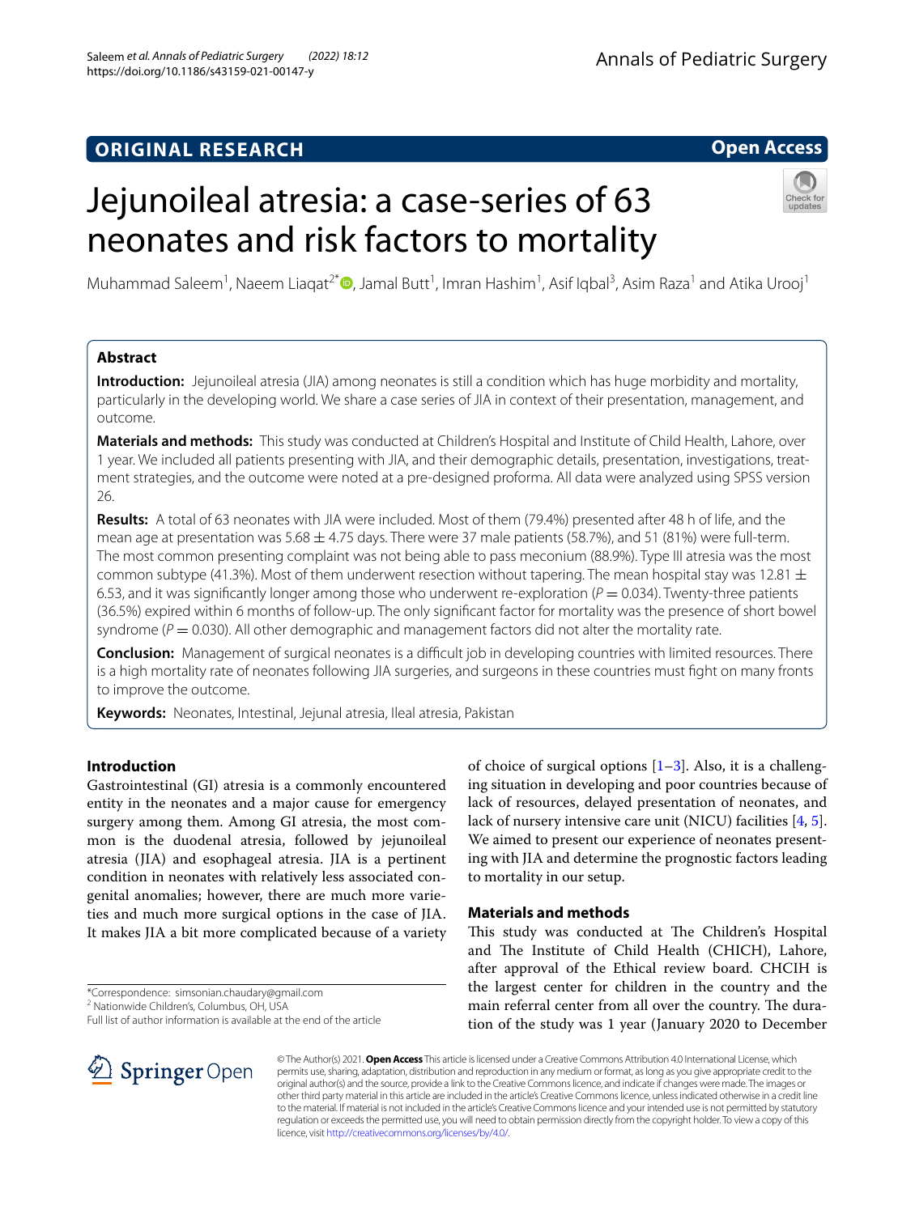ORIGINAL RESEARCH

Open Access

# Jejunoileal atresia: a case-series of 63 neonates and risk factors to mortality

Muhammad Saleem[1], Naeem Liaqat[2*], Jamal Butt[1], Imran Hashim[1], Asif Iqbal[3], Asim Raza[1] and Atika Urooj[1]

## Abstract

**Introduction:** Jejunoileal atresia (JIA) among neonates is still a condition which has huge morbidity and mortality, particularly in the developing world. We share a case series of JIA in context of their presentation, management, and outcome.

**Materials and methods:** This study was conducted at Children's Hospital and Institute of Child Health, Lahore, over 1 year. We included all patients presenting with JIA, and their demographic details, presentation, investigations, treatment strategies, and the outcome were noted at a pre-designed proforma. All data were analyzed using SPSS version 26.

**Results:** A total of 63 neonates with JIA were included. Most of them (79.4%) presented after 48 h of life, and the mean age at presentation was 5.68 ± 4.75 days. There were 37 male patients (58.7%), and 51 (81%) were full-term. The most common presenting complaint was not being able to pass meconium (88.9%). Type III atresia was the most common subtype (41.3%). Most of them underwent resection without tapering. The mean hospital stay was 12.81 ± 6.53, and it was significantly longer among those who underwent re-exploration ($P = 0.034$). Twenty-three patients (36.5%) expired within 6 months of follow-up. The only significant factor for mortality was the presence of short bowel syndrome ($P = 0.030$). All other demographic and management factors did not alter the mortality rate.

**Conclusion:** Management of surgical neonates is a difficult job in developing countries with limited resources. There is a high mortality rate of neonates following JIA surgeries, and surgeons in these countries must fight on many fronts to improve the outcome.

**Keywords:** Neonates, Intestinal, Jejunal atresia, Ileal atresia, Pakistan

## Introduction

Gastrointestinal (GI) atresia is a commonly encountered entity in the neonates and a major cause for emergency surgery among them. Among GI atresia, the most common is the duodenal atresia, followed by jejunoileal atresia (JIA) and esophageal atresia. JIA is a pertinent condition in neonates with relatively less associated congenital anomalies; however, there are much more varieties and much more surgical options in the case of JIA. It makes JIA a bit more complicated because of a variety of choice of surgical options [1–3]. Also, it is a challenging situation in developing and poor countries because of lack of resources, delayed presentation of neonates, and lack of nursery intensive care unit (NICU) facilities [4, 5]. We aimed to present our experience of neonates presenting with JIA and determine the prognostic factors leading to mortality in our setup.

## Materials and methods

This study was conducted at The Children's Hospital and The Institute of Child Health (CHICH), Lahore, after approval of the Ethical review board. CHCIH is the largest center for children in the country and the main referral center from all over the country. The duration of the study was 1 year (January 2020 to December

*Correspondence: simsonian.chaudary@gmail.com
[2] Nationwide Children's, Columbus, OH, USA
Full list of author information is available at the end of the article

© The Author(s) 2021. **Open Access** This article is licensed under a Creative Commons Attribution 4.0 International License, which permits use, sharing, adaptation, distribution and reproduction in any medium or format, as long as you give appropriate credit to the original author(s) and the source, provide a link to the Creative Commons licence, and indicate if changes were made. The images or other third party material in this article are included in the article's Creative Commons licence, unless indicated otherwise in a credit line to the material. If material is not included in the article's Creative Commons licence and your intended use is not permitted by statutory regulation or exceeds the permitted use, you will need to obtain permission directly from the copyright holder. To view a copy of this licence, visit http://creativecommons.org/licenses/by/4.0/.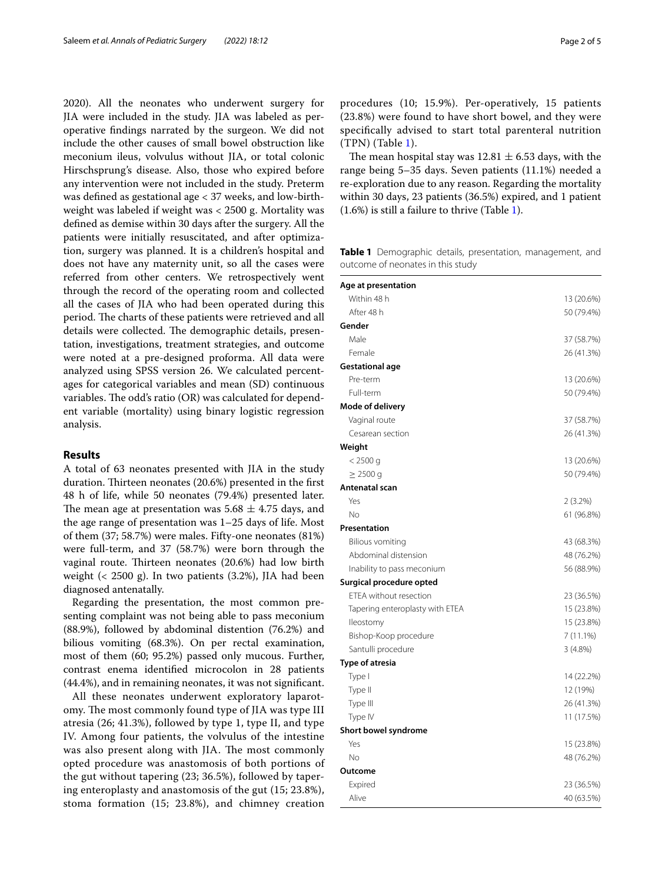2020). All the neonates who underwent surgery for JIA were included in the study. JIA was labeled as per-operative findings narrated by the surgeon. We did not include the other causes of small bowel obstruction like meconium ileus, volvulus without JIA, or total colonic Hirschsprung's disease. Also, those who expired before any intervention were not included in the study. Preterm was defined as gestational age < 37 weeks, and low-birth-weight was labeled if weight was < 2500 g. Mortality was defined as demise within 30 days after the surgery. All the patients were initially resuscitated, and after optimization, surgery was planned. It is a children's hospital and does not have any maternity unit, so all the cases were referred from other centers. We retrospectively went through the record of the operating room and collected all the cases of JIA who had been operated during this period. The charts of these patients were retrieved and all details were collected. The demographic details, presentation, investigations, treatment strategies, and outcome were noted at a pre-designed proforma. All data were analyzed using SPSS version 26. We calculated percentages for categorical variables and mean (SD) continuous variables. The odd's ratio (OR) was calculated for dependent variable (mortality) using binary logistic regression analysis.

## Results

A total of 63 neonates presented with JIA in the study duration. Thirteen neonates (20.6%) presented in the first 48 h of life, while 50 neonates (79.4%) presented later. The mean age at presentation was $5.68 \pm 4.75$ days, and the age range of presentation was 1–25 days of life. Most of them (37; 58.7%) were males. Fifty-one neonates (81%) were full-term, and 37 (58.7%) were born through the vaginal route. Thirteen neonates (20.6%) had low birth weight (< 2500 g). In two patients (3.2%), JIA had been diagnosed antenatally.

Regarding the presentation, the most common presenting complaint was not being able to pass meconium (88.9%), followed by abdominal distention (76.2%) and bilious vomiting (68.3%). On per rectal examination, most of them (60; 95.2%) passed only mucous. Further, contrast enema identified microcolon in 28 patients (44.4%), and in remaining neonates, it was not significant.

All these neonates underwent exploratory laparotomy. The most commonly found type of JIA was type III atresia (26; 41.3%), followed by type 1, type II, and type IV. Among four patients, the volvulus of the intestine was also present along with JIA. The most commonly opted procedure was anastomosis of both portions of the gut without tapering (23; 36.5%), followed by tapering enteroplasty and anastomosis of the gut (15; 23.8%), stoma formation (15; 23.8%), and chimney creation procedures (10; 15.9%). Per-operatively, 15 patients (23.8%) were found to have short bowel, and they were specifically advised to start total parenteral nutrition (TPN) (Table 1).

The mean hospital stay was $12.81 \pm 6.53$ days, with the range being 5–35 days. Seven patients (11.1%) needed a re-exploration due to any reason. Regarding the mortality within 30 days, 23 patients (36.5%) expired, and 1 patient (1.6%) is still a failure to thrive (Table 1).

**Table 1** Demographic details, presentation, management, and outcome of neonates in this study

| | |
|---|---|
| **Age at presentation** | |
| Within 48 h | 13 (20.6%) |
| After 48 h | 50 (79.4%) |
| **Gender** | |
| Male | 37 (58.7%) |
| Female | 26 (41.3%) |
| **Gestational age** | |
| Pre-term | 13 (20.6%) |
| Full-term | 50 (79.4%) |
| **Mode of delivery** | |
| Vaginal route | 37 (58.7%) |
| Cesarean section | 26 (41.3%) |
| **Weight** | |
| < 2500 g | 13 (20.6%) |
| ≥ 2500 g | 50 (79.4%) |
| **Antenatal scan** | |
| Yes | 2 (3.2%) |
| No | 61 (96.8%) |
| **Presentation** | |
| Bilious vomiting | 43 (68.3%) |
| Abdominal distension | 48 (76.2%) |
| Inability to pass meconium | 56 (88.9%) |
| **Surgical procedure opted** | |
| ETEA without resection | 23 (36.5%) |
| Tapering enteroplasty with ETEA | 15 (23.8%) |
| Ileostomy | 15 (23.8%) |
| Bishop-Koop procedure | 7 (11.1%) |
| Santulli procedure | 3 (4.8%) |
| **Type of atresia** | |
| Type I | 14 (22.2%) |
| Type II | 12 (19%) |
| Type III | 26 (41.3%) |
| Type IV | 11 (17.5%) |
| **Short bowel syndrome** | |
| Yes | 15 (23.8%) |
| No | 48 (76.2%) |
| **Outcome** | |
| Expired | 23 (36.5%) |
| Alive | 40 (63.5%) |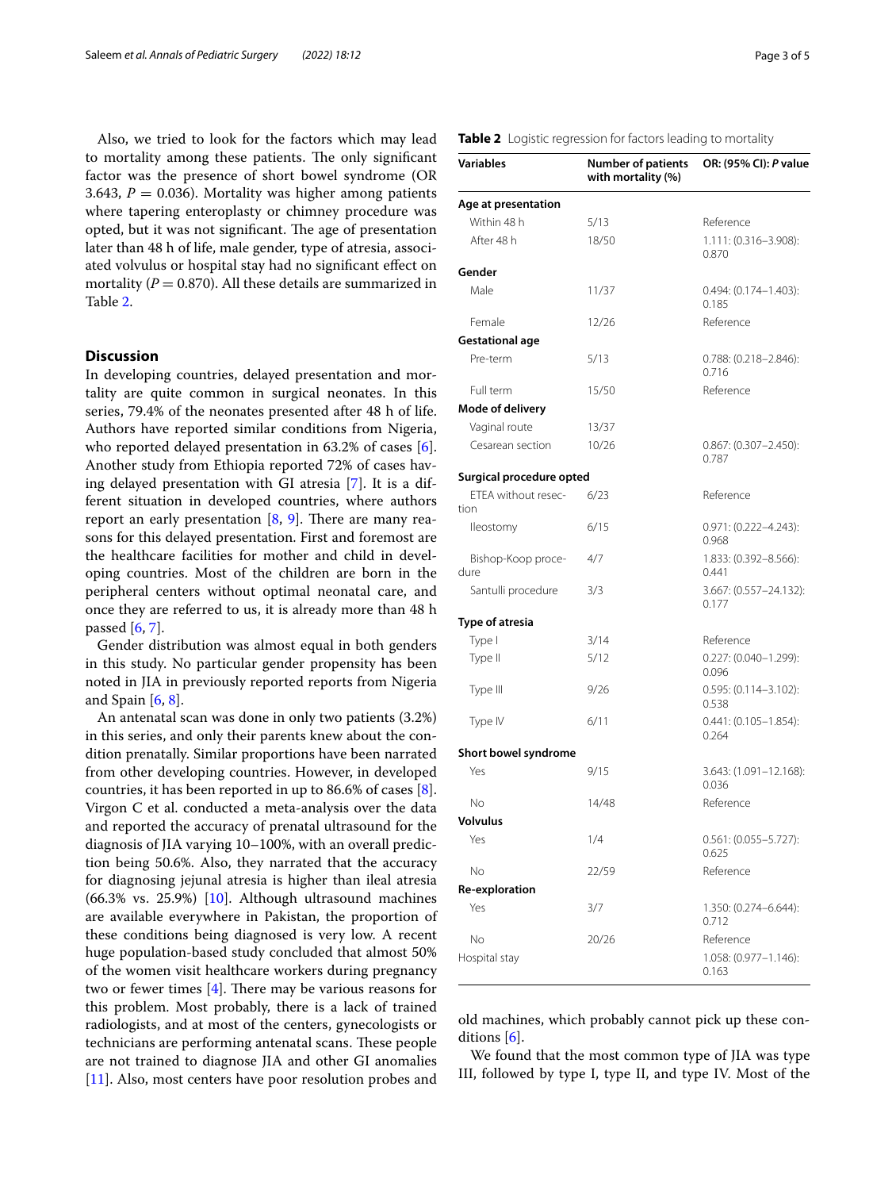Also, we tried to look for the factors which may lead to mortality among these patients. The only significant factor was the presence of short bowel syndrome (OR 3.643, $P = 0.036$). Mortality was higher among patients where tapering enteroplasty or chimney procedure was opted, but it was not significant. The age of presentation later than 48 h of life, male gender, type of atresia, associated volvulus or hospital stay had no significant effect on mortality ($P = 0.870$). All these details are summarized in Table 2.

**Table 2** Logistic regression for factors leading to mortality

| Variables | Number of patients with mortality (%) | OR: (95% CI): *P* value |
|---|---|---|
| **Age at presentation** | | |
| Within 48 h | 5/13 | Reference |
| After 48 h | 18/50 | 1.111: (0.316–3.908): 0.870 |
| **Gender** | | |
| Male | 11/37 | 0.494: (0.174–1.403): 0.185 |
| Female | 12/26 | Reference |
| **Gestational age** | | |
| Pre-term | 5/13 | 0.788: (0.218–2.846): 0.716 |
| Full term | 15/50 | Reference |
| **Mode of delivery** | | |
| Vaginal route | 13/37 | |
| Cesarean section | 10/26 | 0.867: (0.307–2.450): 0.787 |
| **Surgical procedure opted** | | |
| ETEA without resection | 6/23 | Reference |
| Ileostomy | 6/15 | 0.971: (0.222–4.243): 0.968 |
| Bishop-Koop procedure | 4/7 | 1.833: (0.392–8.566): 0.441 |
| Santulli procedure | 3/3 | 3.667: (0.557–24.132): 0.177 |
| **Type of atresia** | | |
| Type I | 3/14 | Reference |
| Type II | 5/12 | 0.227: (0.040–1.299): 0.096 |
| Type III | 9/26 | 0.595: (0.114–3.102): 0.538 |
| Type IV | 6/11 | 0.441: (0.105–1.854): 0.264 |
| **Short bowel syndrome** | | |
| Yes | 9/15 | 3.643: (1.091–12.168): 0.036 |
| No | 14/48 | Reference |
| **Volvulus** | | |
| Yes | 1/4 | 0.561: (0.055–5.727): 0.625 |
| No | 22/59 | Reference |
| **Re-exploration** | | |
| Yes | 3/7 | 1.350: (0.274–6.644): 0.712 |
| No | 20/26 | Reference |
| Hospital stay | | 1.058: (0.977–1.146): 0.163 |

## Discussion

In developing countries, delayed presentation and mortality are quite common in surgical neonates. In this series, 79.4% of the neonates presented after 48 h of life. Authors have reported similar conditions from Nigeria, who reported delayed presentation in 63.2% of cases [6]. Another study from Ethiopia reported 72% of cases having delayed presentation with GI atresia [7]. It is a different situation in developed countries, where authors report an early presentation [8, 9]. There are many reasons for this delayed presentation. First and foremost are the healthcare facilities for mother and child in developing countries. Most of the children are born in the peripheral centers without optimal neonatal care, and once they are referred to us, it is already more than 48 h passed [6, 7].

Gender distribution was almost equal in both genders in this study. No particular gender propensity has been noted in JIA in previously reported reports from Nigeria and Spain [6, 8].

An antenatal scan was done in only two patients (3.2%) in this series, and only their parents knew about the condition prenatally. Similar proportions have been narrated from other developing countries. However, in developed countries, it has been reported in up to 86.6% of cases [8]. Virgon C et al. conducted a meta-analysis over the data and reported the accuracy of prenatal ultrasound for the diagnosis of JIA varying 10–100%, with an overall prediction being 50.6%. Also, they narrated that the accuracy for diagnosing jejunal atresia is higher than ileal atresia (66.3% vs. 25.9%) [10]. Although ultrasound machines are available everywhere in Pakistan, the proportion of these conditions being diagnosed is very low. A recent huge population-based study concluded that almost 50% of the women visit healthcare workers during pregnancy two or fewer times [4]. There may be various reasons for this problem. Most probably, there is a lack of trained radiologists, and at most of the centers, gynecologists or technicians are performing antenatal scans. These people are not trained to diagnose JIA and other GI anomalies [11]. Also, most centers have poor resolution probes and old machines, which probably cannot pick up these conditions [6].

We found that the most common type of JIA was type III, followed by type I, type II, and type IV. Most of the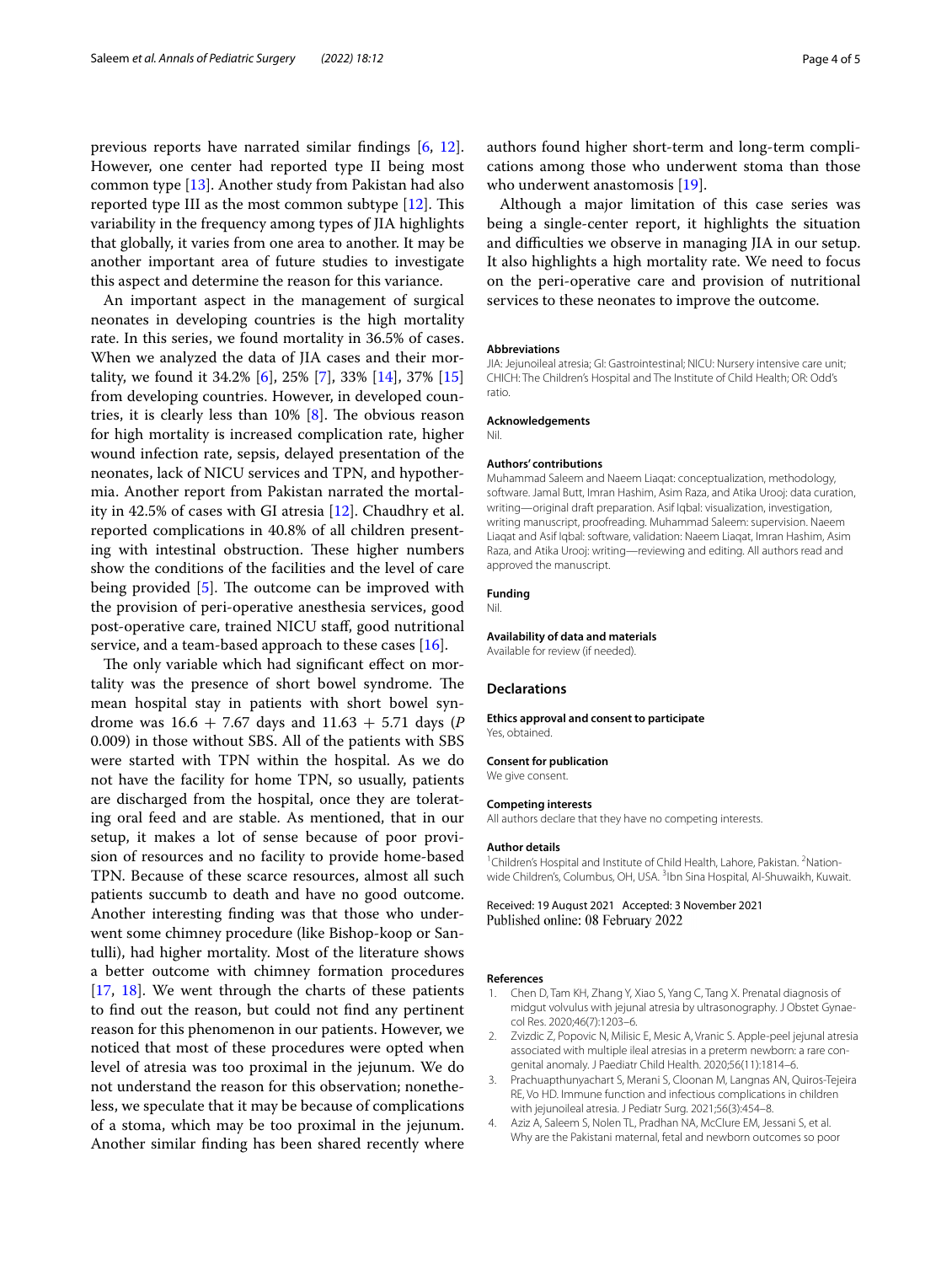previous reports have narrated similar findings [6, 12]. However, one center had reported type II being most common type [13]. Another study from Pakistan had also reported type III as the most common subtype [12]. This variability in the frequency among types of JIA highlights that globally, it varies from one area to another. It may be another important area of future studies to investigate this aspect and determine the reason for this variance.

An important aspect in the management of surgical neonates in developing countries is the high mortality rate. In this series, we found mortality in 36.5% of cases. When we analyzed the data of JIA cases and their mortality, we found it 34.2% [6], 25% [7], 33% [14], 37% [15] from developing countries. However, in developed countries, it is clearly less than 10% [8]. The obvious reason for high mortality is increased complication rate, higher wound infection rate, sepsis, delayed presentation of the neonates, lack of NICU services and TPN, and hypothermia. Another report from Pakistan narrated the mortality in 42.5% of cases with GI atresia [12]. Chaudhry et al. reported complications in 40.8% of all children presenting with intestinal obstruction. These higher numbers show the conditions of the facilities and the level of care being provided [5]. The outcome can be improved with the provision of peri-operative anesthesia services, good post-operative care, trained NICU staff, good nutritional service, and a team-based approach to these cases [16].

The only variable which had significant effect on mortality was the presence of short bowel syndrome. The mean hospital stay in patients with short bowel syndrome was $16.6 + 7.67$ days and $11.63 + 5.71$ days (*P* 0.009) in those without SBS. All of the patients with SBS were started with TPN within the hospital. As we do not have the facility for home TPN, so usually, patients are discharged from the hospital, once they are tolerating oral feed and are stable. As mentioned, that in our setup, it makes a lot of sense because of poor provision of resources and no facility to provide home-based TPN. Because of these scarce resources, almost all such patients succumb to death and have no good outcome. Another interesting finding was that those who underwent some chimney procedure (like Bishop-koop or Santulli), had higher mortality. Most of the literature shows a better outcome with chimney formation procedures [17, 18]. We went through the charts of these patients to find out the reason, but could not find any pertinent reason for this phenomenon in our patients. However, we noticed that most of these procedures were opted when level of atresia was too proximal in the jejunum. We do not understand the reason for this observation; nonetheless, we speculate that it may be because of complications of a stoma, which may be too proximal in the jejunum. Another similar finding has been shared recently where authors found higher short-term and long-term complications among those who underwent stoma than those who underwent anastomosis [19].

Although a major limitation of this case series was being a single-center report, it highlights the situation and difficulties we observe in managing JIA in our setup. It also highlights a high mortality rate. We need to focus on the peri-operative care and provision of nutritional services to these neonates to improve the outcome.

#### Abbreviations
JIA: Jejunoileal atresia; GI: Gastrointestinal; NICU: Nursery intensive care unit; CHICH: The Children's Hospital and The Institute of Child Health; OR: Odd's ratio.

#### Acknowledgements
Nil.

#### Authors' contributions
Muhammad Saleem and Naeem Liaqat: conceptualization, methodology, software. Jamal Butt, Imran Hashim, Asim Raza, and Atika Urooj: data curation, writing—original draft preparation. Asif Iqbal: visualization, investigation, writing manuscript, proofreading. Muhammad Saleem: supervision. Naeem Liaqat and Asif Iqbal: software, validation: Naeem Liaqat, Imran Hashim, Asim Raza, and Atika Urooj: writing—reviewing and editing. All authors read and approved the manuscript.

#### Funding
Nil.

#### Availability of data and materials
Available for review (if needed).

### Declarations

#### Ethics approval and consent to participate
Yes, obtained.

#### Consent for publication
We give consent.

#### Competing interests
All authors declare that they have no competing interests.

#### Author details
[1]Children's Hospital and Institute of Child Health, Lahore, Pakistan. [2]Nationwide Children's, Columbus, OH, USA. [3]Ibn Sina Hospital, Al-Shuwaikh, Kuwait.

Received: 19 August 2021 Accepted: 3 November 2021
Published online: 08 February 2022

#### References
1. Chen D, Tam KH, Zhang Y, Xiao S, Yang C, Tang X. Prenatal diagnosis of midgut volvulus with jejunal atresia by ultrasonography. J Obstet Gynaecol Res. 2020;46(7):1203–6.
2. Zvizdic Z, Popovic N, Milisic E, Mesic A, Vranic S. Apple-peel jejunal atresia associated with multiple ileal atresias in a preterm newborn: a rare congenital anomaly. J Paediatr Child Health. 2020;56(11):1814–6.
3. Prachuapthunyachart S, Merani S, Cloonan M, Langnas AN, Quiros-Tejeira RE, Vo HD. Immune function and infectious complications in children with jejunoileal atresia. J Pediatr Surg. 2021;56(3):454–8.
4. Aziz A, Saleem S, Nolen TL, Pradhan NA, McClure EM, Jessani S, et al. Why are the Pakistani maternal, fetal and newborn outcomes so poor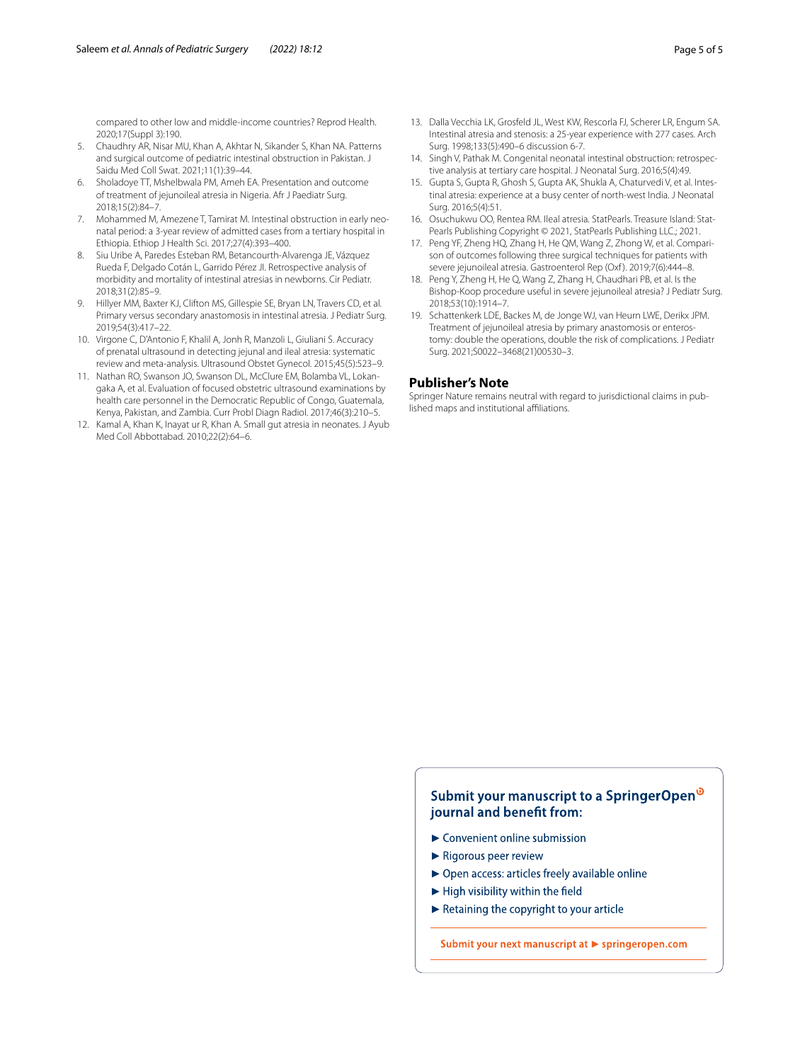compared to other low and middle-income countries? Reprod Health. 2020;17(Suppl 3):190.

5. Chaudhry AR, Nisar MU, Khan A, Akhtar N, Sikander S, Khan NA. Patterns and surgical outcome of pediatric intestinal obstruction in Pakistan. J Saidu Med Coll Swat. 2021;11(1):39–44.
6. Sholadoye TT, Mshelbwala PM, Ameh EA. Presentation and outcome of treatment of jejunoileal atresia in Nigeria. Afr J Paediatr Surg. 2018;15(2):84–7.
7. Mohammed M, Amezene T, Tamirat M. Intestinal obstruction in early neonatal period: a 3-year review of admitted cases from a tertiary hospital in Ethiopia. Ethiop J Health Sci. 2017;27(4):393–400.
8. Siu Uribe A, Paredes Esteban RM, Betancourth-Alvarenga JE, Vázquez Rueda F, Delgado Cotán L, Garrido Pérez JI. Retrospective analysis of morbidity and mortality of intestinal atresias in newborns. Cir Pediatr. 2018;31(2):85–9.
9. Hillyer MM, Baxter KJ, Clifton MS, Gillespie SE, Bryan LN, Travers CD, et al. Primary versus secondary anastomosis in intestinal atresia. J Pediatr Surg. 2019;54(3):417–22.
10. Virgone C, D'Antonio F, Khalil A, Jonh R, Manzoli L, Giuliani S. Accuracy of prenatal ultrasound in detecting jejunal and ileal atresia: systematic review and meta-analysis. Ultrasound Obstet Gynecol. 2015;45(5):523–9.
11. Nathan RO, Swanson JO, Swanson DL, McClure EM, Bolamba VL, Lokangaka A, et al. Evaluation of focused obstetric ultrasound examinations by health care personnel in the Democratic Republic of Congo, Guatemala, Kenya, Pakistan, and Zambia. Curr Probl Diagn Radiol. 2017;46(3):210–5.
12. Kamal A, Khan K, Inayat ur R, Khan A. Small gut atresia in neonates. J Ayub Med Coll Abbottabad. 2010;22(2):64–6.
13. Dalla Vecchia LK, Grosfeld JL, West KW, Rescorla FJ, Scherer LR, Engum SA. Intestinal atresia and stenosis: a 25-year experience with 277 cases. Arch Surg. 1998;133(5):490–6 discussion 6-7.
14. Singh V, Pathak M. Congenital neonatal intestinal obstruction: retrospective analysis at tertiary care hospital. J Neonatal Surg. 2016;5(4):49.
15. Gupta S, Gupta R, Ghosh S, Gupta AK, Shukla A, Chaturvedi V, et al. Intestinal atresia: experience at a busy center of north-west India. J Neonatal Surg. 2016;5(4):51.
16. Osuchukwu OO, Rentea RM. Ileal atresia. StatPearls. Treasure Island: StatPearls Publishing Copyright © 2021, StatPearls Publishing LLC.; 2021.
17. Peng YF, Zheng HQ, Zhang H, He QM, Wang Z, Zhong W, et al. Comparison of outcomes following three surgical techniques for patients with severe jejunoileal atresia. Gastroenterol Rep (Oxf). 2019;7(6):444–8.
18. Peng Y, Zheng H, He Q, Wang Z, Zhang H, Chaudhari PB, et al. Is the Bishop-Koop procedure useful in severe jejunoileal atresia? J Pediatr Surg. 2018;53(10):1914–7.
19. Schattenkerk LDE, Backes M, de Jonge WJ, van Heurn LWE, Derikx JPM. Treatment of jejunoileal atresia by primary anastomosis or enterostomy: double the operations, double the risk of complications. J Pediatr Surg. 2021;S0022–3468(21)00530–3.

## Publisher's Note

Springer Nature remains neutral with regard to jurisdictional claims in published maps and institutional affiliations.

**Submit your manuscript to a SpringerOpen journal and benefit from:**

- ► Convenient online submission
- ► Rigorous peer review
- ► Open access: articles freely available online
- ► High visibility within the field
- ► Retaining the copyright to your article

**Submit your next manuscript at ► springeropen.com**